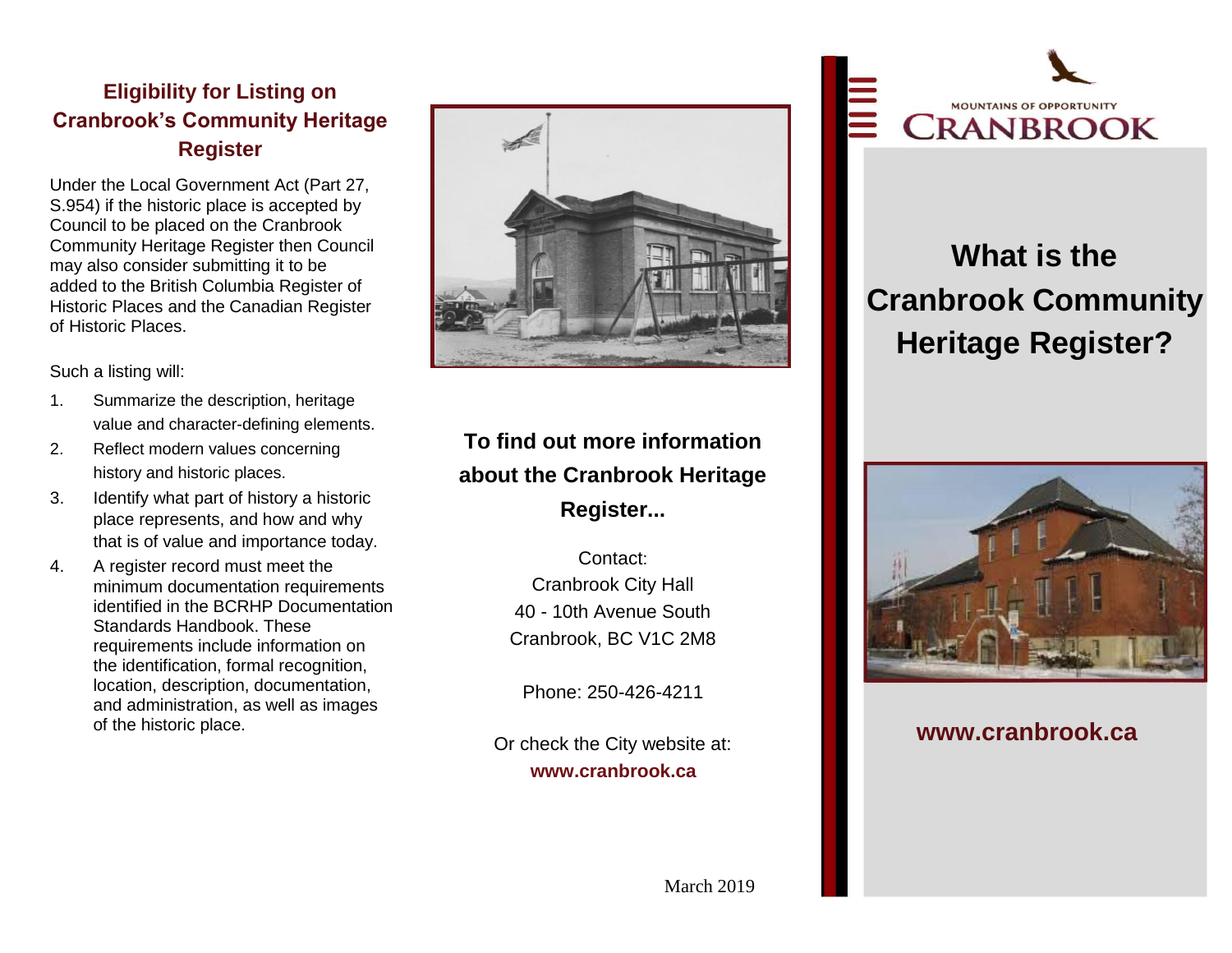## Eligibility for Listing on Cranbrook's Community Heritage Register

Under the Local Government Act (Part 27, S.954) if the historic place is accepted by Council to be placed on the Cranbrook Community Heritage Register then Council may also consider submitting it to be added to the British Columbia Register of Historic Places and the Canadian Register of Historic Places.

Such a listing will:

1. Summarize the description, heritage value and character-defining elements.
2. Reflect modern values concerning history and historic places.
3. Identify what part of history a historic place represents, and how and why that is of value and importance today.
4. A register record must meet the minimum documentation requirements identified in the BCRHP Documentation Standards Handbook. These requirements include information on the identification, formal recognition, location, description, documentation, and administration, as well as images of the historic place.

**To find out more information about the Cranbrook Heritage Register...**

Contact:
Cranbrook City Hall
40 - 10th Avenue South
Cranbrook, BC V1C 2M8

Phone: 250-426-4211

Or check the City website at:
**www.cranbrook.ca**

March 2019

MOUNTAINS OF OPPORTUNITY
CRANBROOK

# What is the Cranbrook Community Heritage Register?

**www.cranbrook.ca**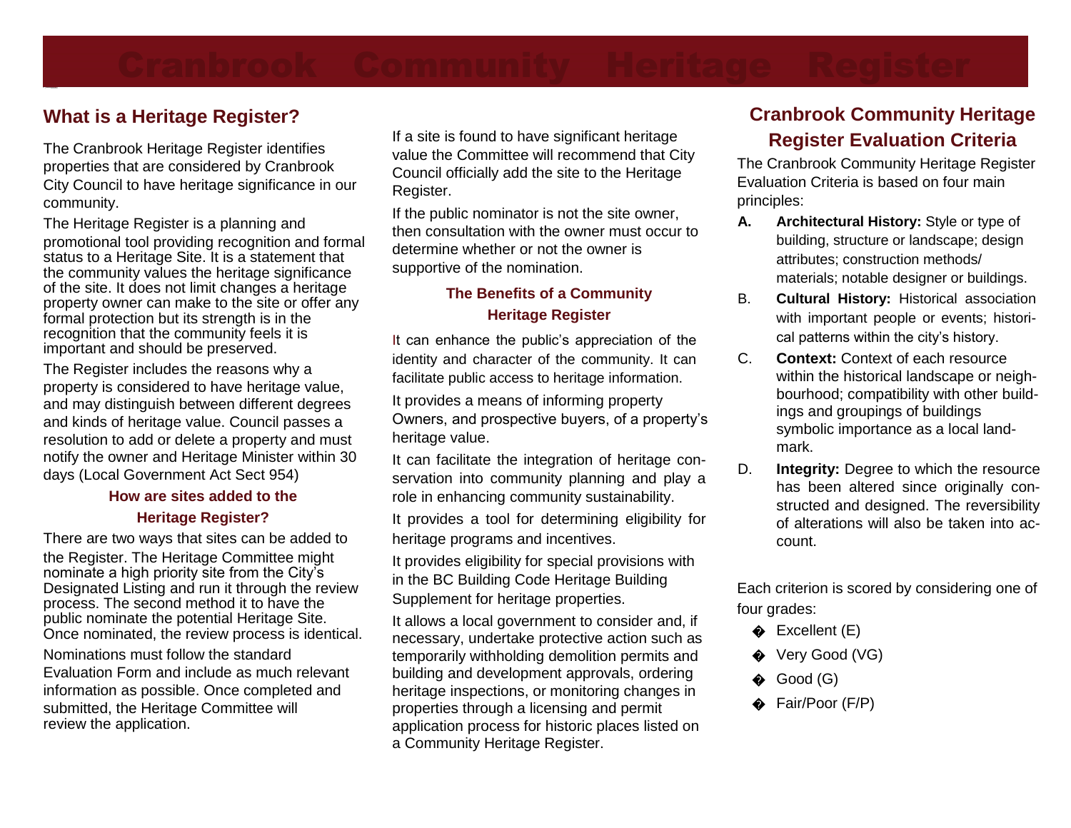# Cranbrook Community Heritage Register

## What is a Heritage Register?

The Cranbrook Heritage Register identifies properties that are considered by Cranbrook City Council to have heritage significance in our community.

The Heritage Register is a planning and promotional tool providing recognition and formal status to a Heritage Site. It is a statement that the community values the heritage significance of the site. It does not limit changes a heritage property owner can make to the site or offer any formal protection but its strength is in the recognition that the community feels it is important and should be preserved.

The Register includes the reasons why a property is considered to have heritage value, and may distinguish between different degrees and kinds of heritage value. Council passes a resolution to add or delete a property and must notify the owner and Heritage Minister within 30 days (Local Government Act Sect 954)

### How are sites added to the Heritage Register?

There are two ways that sites can be added to the Register. The Heritage Committee might nominate a high priority site from the City's Designated Listing and run it through the review process. The second method it to have the public nominate the potential Heritage Site. Once nominated, the review process is identical.

Nominations must follow the standard Evaluation Form and include as much relevant information as possible. Once completed and submitted, the Heritage Committee will review the application.

If a site is found to have significant heritage value the Committee will recommend that City Council officially add the site to the Heritage Register.

If the public nominator is not the site owner, then consultation with the owner must occur to determine whether or not the owner is supportive of the nomination.

### The Benefits of a Community Heritage Register

It can enhance the public's appreciation of the identity and character of the community. It can facilitate public access to heritage information.

It provides a means of informing property Owners, and prospective buyers, of a property's heritage value.

It can facilitate the integration of heritage conservation into community planning and play a role in enhancing community sustainability.

It provides a tool for determining eligibility for heritage programs and incentives.

It provides eligibility for special provisions with in the BC Building Code Heritage Building Supplement for heritage properties.

It allows a local government to consider and, if necessary, undertake protective action such as temporarily withholding demolition permits and building and development approvals, ordering heritage inspections, or monitoring changes in properties through a licensing and permit application process for historic places listed on a Community Heritage Register.

## Cranbrook Community Heritage Register Evaluation Criteria

The Cranbrook Community Heritage Register Evaluation Criteria is based on four main principles:

A. **Architectural History:** Style or type of building, structure or landscape; design attributes; construction methods/ materials; notable designer or buildings.

B. **Cultural History:** Historical association with important people or events; historical patterns within the city's history.

C. **Context:** Context of each resource within the historical landscape or neighbourhood; compatibility with other buildings and groupings of buildings symbolic importance as a local landmark.

D. **Integrity:** Degree to which the resource has been altered since originally constructed and designed. The reversibility of alterations will also be taken into account.

Each criterion is scored by considering one of four grades:

- Excellent (E)
- Very Good (VG)
- Good (G)
- Fair/Poor (F/P)